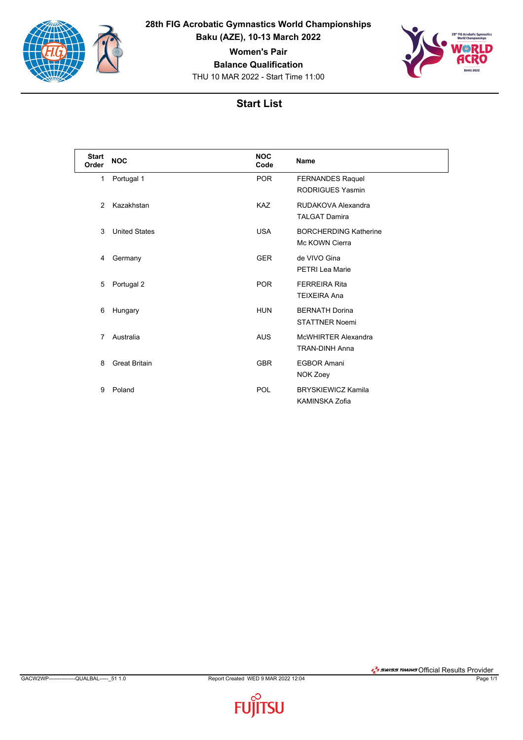# 28th FIG Acrobatic Gymnastics World Championships

**Baku (AZE), 10-13 March 2022**

**Women's Pair**

**Balance Qualification**

THU 10 MAR 2022 - Start Time 11:00

## Start List

| Start Order | NOC | NOC Code | Name |
|---|---|---|---|
| 1 | Portugal 1 | POR | FERNANDES Raquel<br>RODRIGUES Yasmin |
| 2 | Kazakhstan | KAZ | RUDAKOVA Alexandra<br>TALGAT Damira |
| 3 | United States | USA | BORCHERDING Katherine<br>Mc KOWN Cierra |
| 4 | Germany | GER | de VIVO Gina<br>PETRI Lea Marie |
| 5 | Portugal 2 | POR | FERREIRA Rita<br>TEIXEIRA Ana |
| 6 | Hungary | HUN | BERNATH Dorina<br>STATTNER Noemi |
| 7 | Australia | AUS | McWHIRTER Alexandra<br>TRAN-DINH Anna |
| 8 | Great Britain | GBR | EGBOR Amani<br>NOK Zoey |
| 9 | Poland | POL | BRYSKIEWICZ Kamila<br>KAMINSKA Zofia |

GACW2WP---------------QUALBAL-----_51 1.0 Report Created WED 9 MAR 2022 12:04

SWISS TIMING Official Results Provider

FUJITSU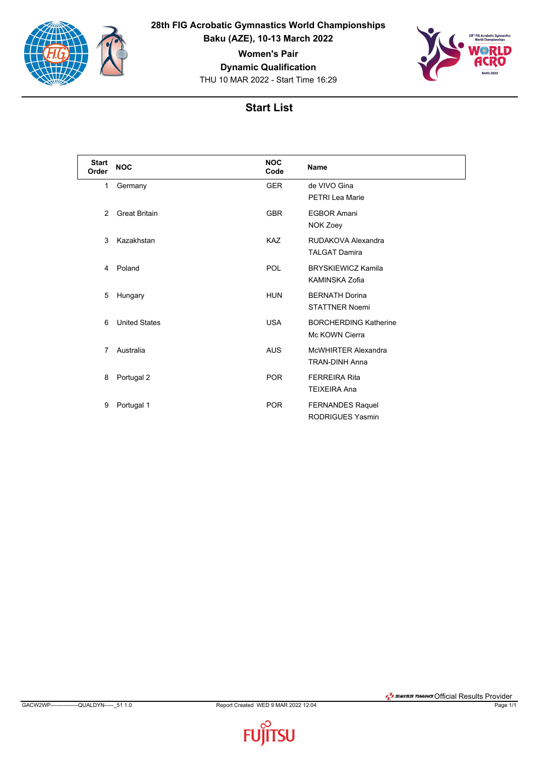# 28th FIG Acrobatic Gymnastics World Championships

**Baku (AZE), 10-13 March 2022**

**Women's Pair**

**Dynamic Qualification**

THU 10 MAR 2022 - Start Time 16:29

## Start List

| Start Order | NOC | NOC Code | Name |
|---|---|---|---|
| 1 | Germany | GER | de VIVO Gina<br>PETRI Lea Marie |
| 2 | Great Britain | GBR | EGBOR Amani<br>NOK Zoey |
| 3 | Kazakhstan | KAZ | RUDAKOVA Alexandra<br>TALGAT Damira |
| 4 | Poland | POL | BRYSKIEWICZ Kamila<br>KAMINSKA Zofia |
| 5 | Hungary | HUN | BERNATH Dorina<br>STATTNER Noemi |
| 6 | United States | USA | BORCHERDING Katherine<br>Mc KOWN Cierra |
| 7 | Australia | AUS | McWHIRTER Alexandra<br>TRAN-DINH Anna |
| 8 | Portugal 2 | POR | FERREIRA Rita<br>TEIXEIRA Ana |
| 9 | Portugal 1 | POR | FERNANDES Raquel<br>RODRIGUES Yasmin |

GACW2WP---------------QUALDYN-----_51 1.0

Report Created WED 9 MAR 2022 12:04

SWISS TIMING Official Results Provider

FUJITSU